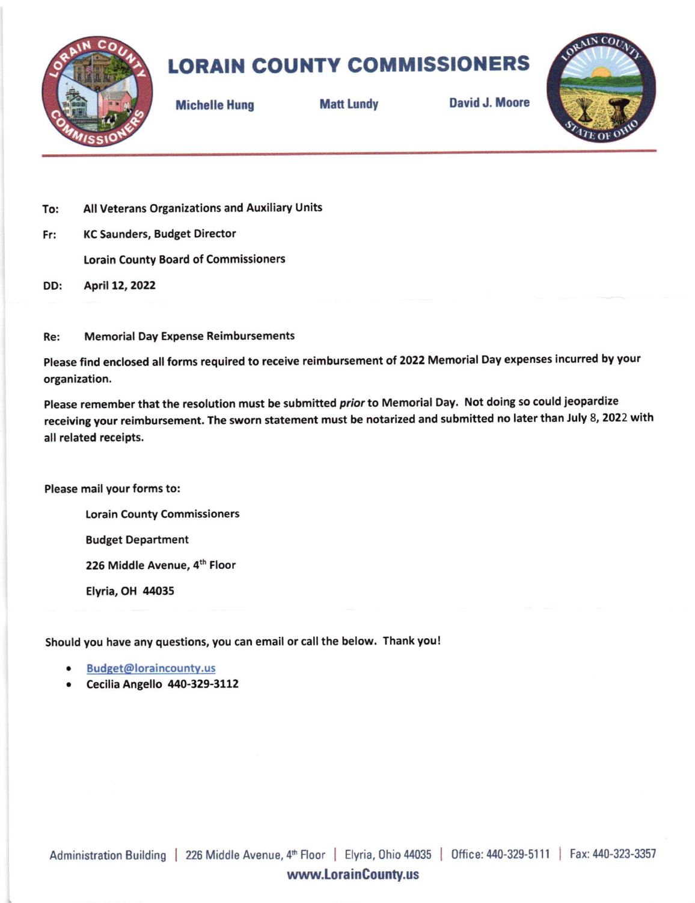# LORAIN COUNTY COMMISSIONERS

**Michelle Hung** | **Matt Lundy** | **David J. Moore**

---

**To:** All Veterans Organizations and Auxiliary Units

**Fr:** KC Saunders, Budget Director

Lorain County Board of Commissioners

**DD:** April 12, 2022

**Re:** Memorial Day Expense Reimbursements

Please find enclosed all forms required to receive reimbursement of 2022 Memorial Day expenses incurred by your organization.

Please remember that the resolution must be submitted *prior* to Memorial Day. Not doing so could jeopardize receiving your reimbursement. The sworn statement must be notarized and submitted no later than July 8, 2022 with all related receipts.

Please mail your forms to:

Lorain County Commissioners
Budget Department
226 Middle Avenue, 4th Floor
Elyria, OH 44035

Should you have any questions, you can email or call the below. Thank you!

- Budget@loraincounty.us
- Cecilia Angello 440-329-3112

Administration Building | 226 Middle Avenue, 4th Floor | Elyria, Ohio 44035 | Office: 440-329-5111 | Fax: 440-323-3357

**www.LorainCounty.us**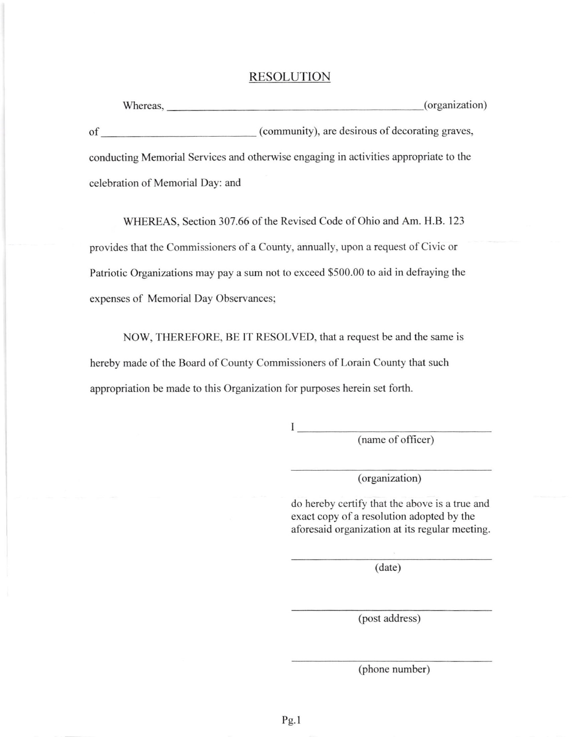# RESOLUTION

Whereas, ______________________________________________(organization) of __________________________ (community), are desirous of decorating graves, conducting Memorial Services and otherwise engaging in activities appropriate to the celebration of Memorial Day: and

WHEREAS, Section 307.66 of the Revised Code of Ohio and Am. H.B. 123 provides that the Commissioners of a County, annually, upon a request of Civic or Patriotic Organizations may pay a sum not to exceed $500.00 to aid in defraying the expenses of Memorial Day Observances;

NOW, THEREFORE, BE IT RESOLVED, that a request be and the same is hereby made of the Board of County Commissioners of Lorain County that such appropriation be made to this Organization for purposes herein set forth.

I ________________________________
(name of officer)

________________________________
(organization)

do hereby certify that the above is a true and exact copy of a resolution adopted by the aforesaid organization at its regular meeting.

________________________________
(date)

________________________________
(post address)

________________________________
(phone number)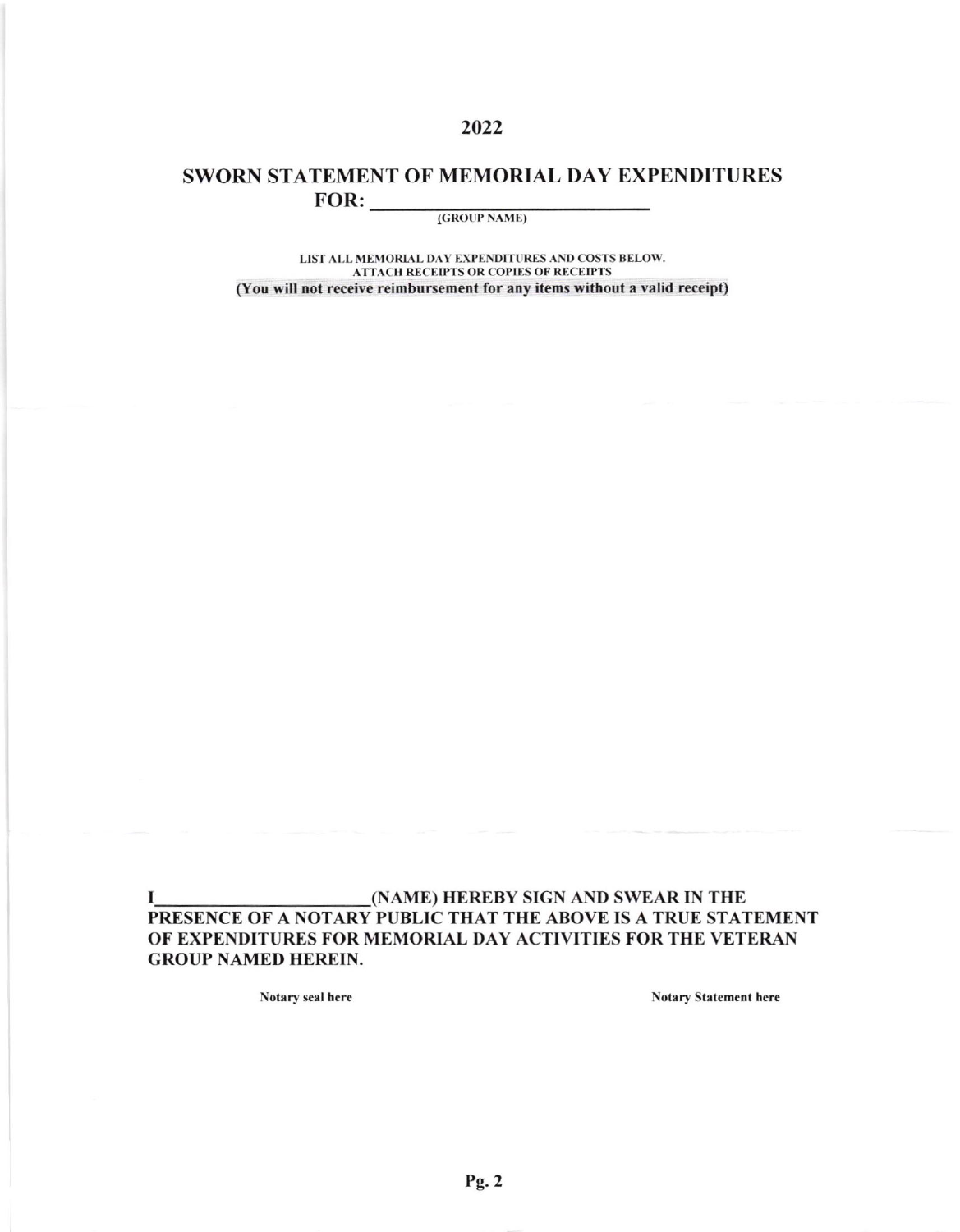# 2022

## SWORN STATEMENT OF MEMORIAL DAY EXPENDITURES FOR: ____________________

(GROUP NAME)

LIST ALL MEMORIAL DAY EXPENDITURES AND COSTS BELOW.
ATTACH RECEIPTS OR COPIES OF RECEIPTS

**(You will not receive reimbursement for any items without a valid receipt)**

**I ____________________ (NAME) HEREBY SIGN AND SWEAR IN THE PRESENCE OF A NOTARY PUBLIC THAT THE ABOVE IS A TRUE STATEMENT OF EXPENDITURES FOR MEMORIAL DAY ACTIVITIES FOR THE VETERAN GROUP NAMED HEREIN.**

Notary seal here

Notary Statement here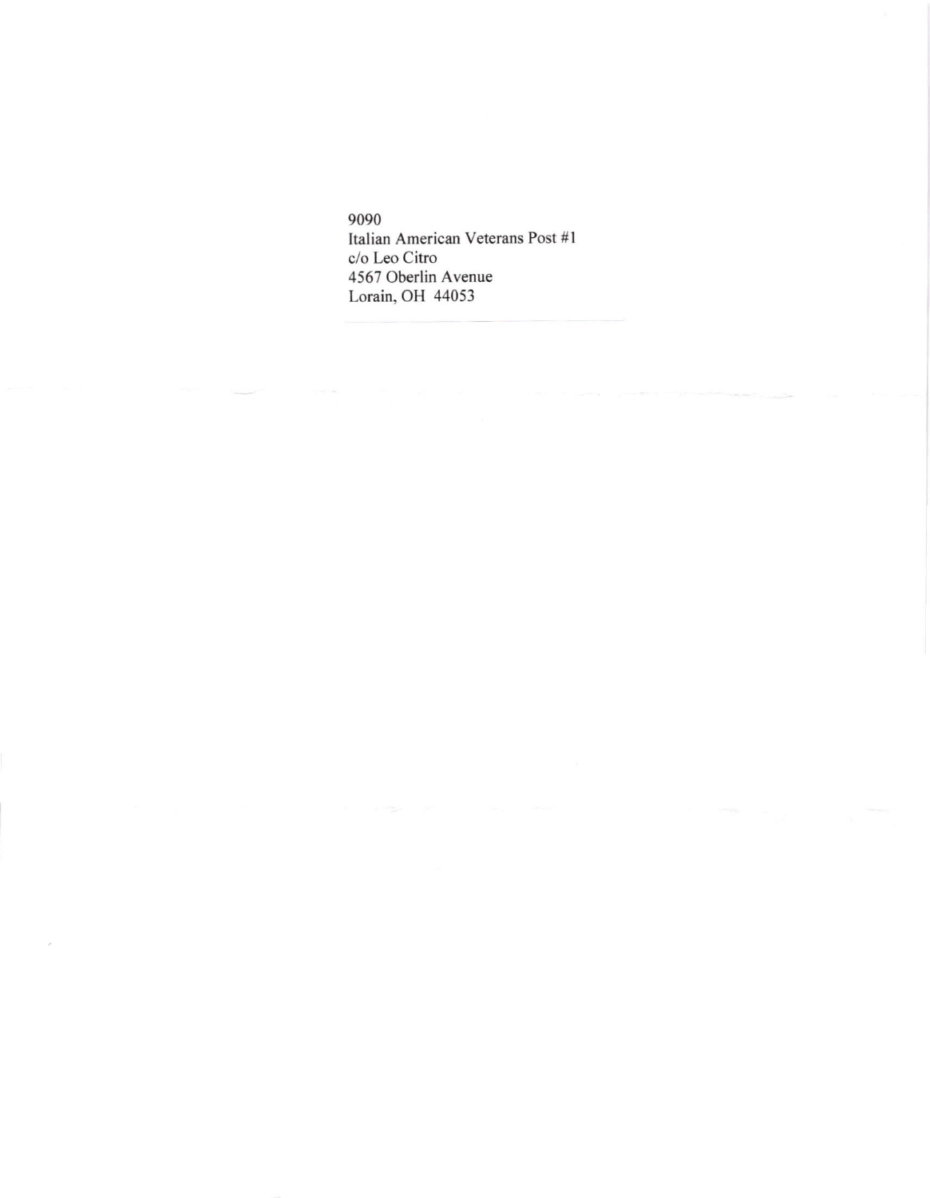9090
Italian American Veterans Post #1
c/o Leo Citro
4567 Oberlin Avenue
Lorain, OH  44053